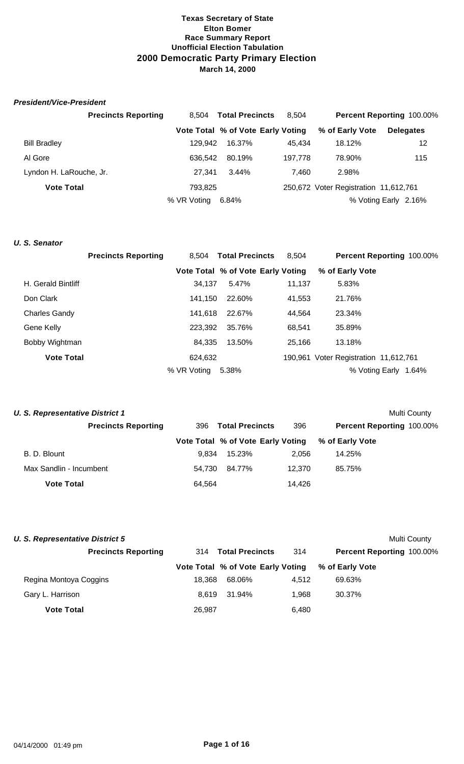# Texas Secretary of State
## Elton Bomer
## Race Summary Report
## Unofficial Election Tabulation
## 2000 Democratic Party Primary Election
## March 14, 2000

### *President/Vice-President*

| **Precincts Reporting** | 8,504 | **Total Precincts** | 8,504 | **Percent Reporting** 100.00% | |
|---|---|---|---|---|---|
| | **Vote Total** | **% of Vote** | **Early Voting** | **% of Early Vote** | **Delegates** |
| Bill Bradley | 129,942 | 16.37% | 45,434 | 18.12% | 12 |
| Al Gore | 636,542 | 80.19% | 197,778 | 78.90% | 115 |
| Lyndon H. LaRouche, Jr. | 27,341 | 3.44% | 7,460 | 2.98% | |
| **Vote Total** | 793,825 | | 250,672 | Voter Registration 11,612,761 | |
| | % VR Voting | 6.84% | | % Voting Early 2.16% | |

### *U. S. Senator*

| **Precincts Reporting** | 8,504 | **Total Precincts** | 8,504 | **Percent Reporting** 100.00% |
|---|---|---|---|---|
| | **Vote Total** | **% of Vote** | **Early Voting** | **% of Early Vote** |
| H. Gerald Bintliff | 34,137 | 5.47% | 11,137 | 5.83% |
| Don Clark | 141,150 | 22.60% | 41,553 | 21.76% |
| Charles Gandy | 141,618 | 22.67% | 44,564 | 23.34% |
| Gene Kelly | 223,392 | 35.76% | 68,541 | 35.89% |
| Bobby Wightman | 84,335 | 13.50% | 25,166 | 13.18% |
| **Vote Total** | 624,632 | | 190,961 | Voter Registration 11,612,761 |
| | % VR Voting | 5.38% | | % Voting Early 1.64% |

### *U. S. Representative District 1*

Multi County

| **Precincts Reporting** | 396 | **Total Precincts** | 396 | **Percent Reporting** 100.00% |
|---|---|---|---|---|
| | **Vote Total** | **% of Vote** | **Early Voting** | **% of Early Vote** |
| B. D. Blount | 9,834 | 15.23% | 2,056 | 14.25% |
| Max Sandlin - Incumbent | 54,730 | 84.77% | 12,370 | 85.75% |
| **Vote Total** | 64,564 | | 14,426 | |

### *U. S. Representative District 5*

Multi County

| **Precincts Reporting** | 314 | **Total Precincts** | 314 | **Percent Reporting** 100.00% |
|---|---|---|---|---|
| | **Vote Total** | **% of Vote** | **Early Voting** | **% of Early Vote** |
| Regina Montoya Coggins | 18,368 | 68.06% | 4,512 | 69.63% |
| Gary L. Harrison | 8,619 | 31.94% | 1,968 | 30.37% |
| **Vote Total** | 26,987 | | 6,480 | |

04/14/2000 01:49 pm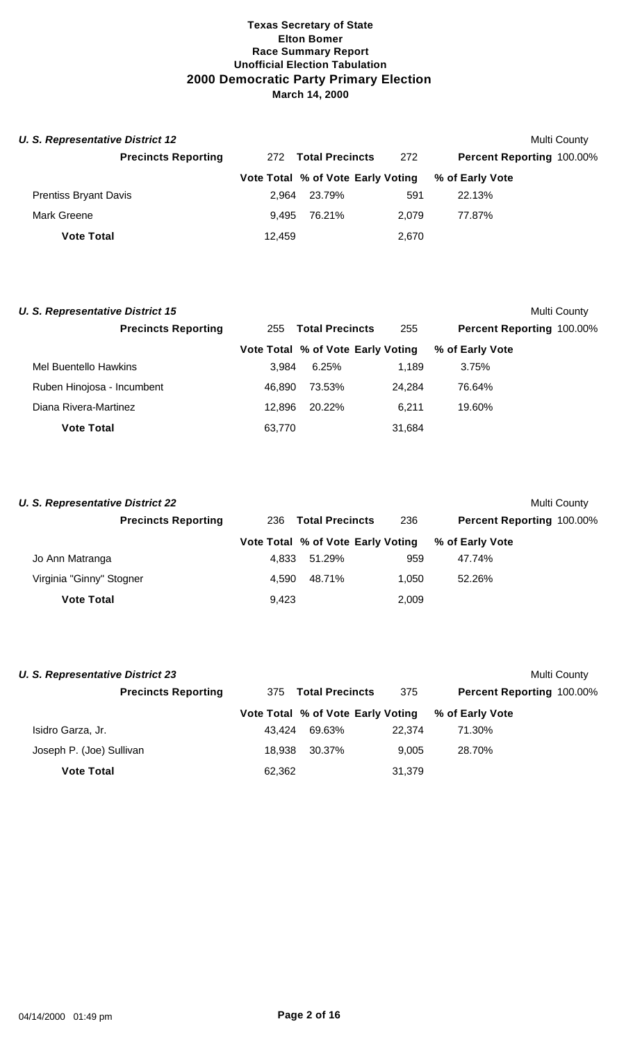**Texas Secretary of State**
**Elton Bomer**
**Race Summary Report**
**Unofficial Election Tabulation**
## 2000 Democratic Party Primary Election
**March 14, 2000**

### *U. S. Representative District 12*

Multi County

| Precincts Reporting | 272 | Total Precincts | 272 | Percent Reporting 100.00% |
|---|---|---|---|---|
| | **Vote Total** | **% of Vote** | **Early Voting** | **% of Early Vote** |
| Prentiss Bryant Davis | 2,964 | 23.79% | 591 | 22.13% |
| Mark Greene | 9,495 | 76.21% | 2,079 | 77.87% |
| **Vote Total** | 12,459 | | 2,670 | |

### *U. S. Representative District 15*

Multi County

| Precincts Reporting | 255 | Total Precincts | 255 | Percent Reporting 100.00% |
|---|---|---|---|---|
| | **Vote Total** | **% of Vote** | **Early Voting** | **% of Early Vote** |
| Mel Buentello Hawkins | 3,984 | 6.25% | 1,189 | 3.75% |
| Ruben Hinojosa - Incumbent | 46,890 | 73.53% | 24,284 | 76.64% |
| Diana Rivera-Martinez | 12,896 | 20.22% | 6,211 | 19.60% |
| **Vote Total** | 63,770 | | 31,684 | |

### *U. S. Representative District 22*

Multi County

| Precincts Reporting | 236 | Total Precincts | 236 | Percent Reporting 100.00% |
|---|---|---|---|---|
| | **Vote Total** | **% of Vote** | **Early Voting** | **% of Early Vote** |
| Jo Ann Matranga | 4,833 | 51.29% | 959 | 47.74% |
| Virginia "Ginny" Stogner | 4,590 | 48.71% | 1,050 | 52.26% |
| **Vote Total** | 9,423 | | 2,009 | |

### *U. S. Representative District 23*

Multi County

| Precincts Reporting | 375 | Total Precincts | 375 | Percent Reporting 100.00% |
|---|---|---|---|---|
| | **Vote Total** | **% of Vote** | **Early Voting** | **% of Early Vote** |
| Isidro Garza, Jr. | 43,424 | 69.63% | 22,374 | 71.30% |
| Joseph P. (Joe) Sullivan | 18,938 | 30.37% | 9,005 | 28.70% |
| **Vote Total** | 62,362 | | 31,379 | |

04/14/2000 01:49 pm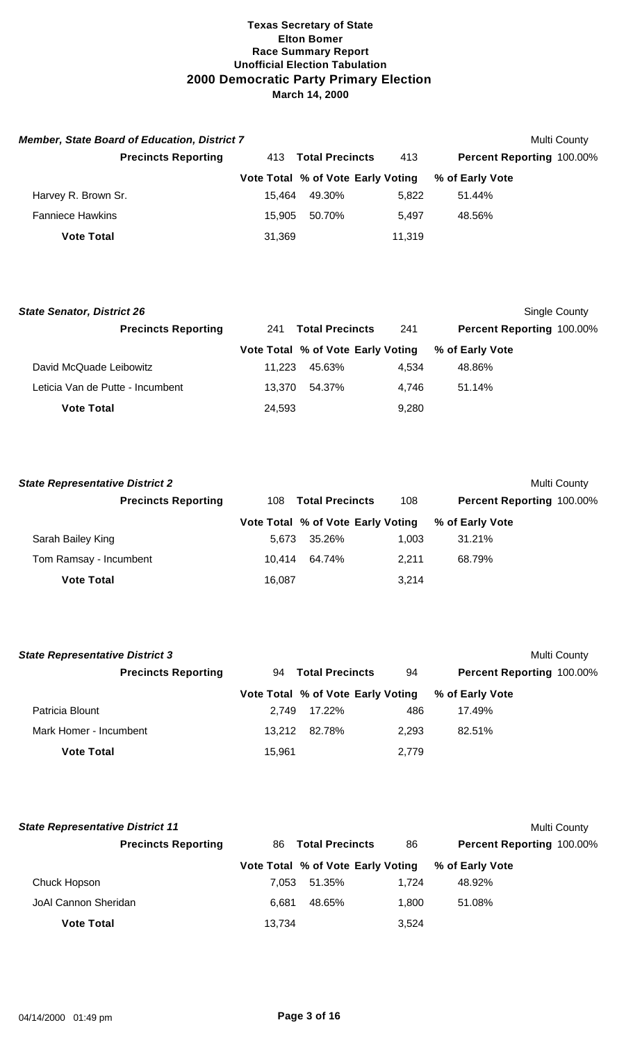**Texas Secretary of State**
**Elton Bomer**
**Race Summary Report**
**Unofficial Election Tabulation**
**2000 Democratic Party Primary Election**
**March 14, 2000**

### *Member, State Board of Education, District 7*

Multi County

| Precincts Reporting | 413 | Total Precincts | 413 | Percent Reporting 100.00% |
|---|---|---|---|---|
| | **Vote Total** | **% of Vote** | **Early Voting** | **% of Early Vote** |
| Harvey R. Brown Sr. | 15,464 | 49.30% | 5,822 | 51.44% |
| Fanniece Hawkins | 15,905 | 50.70% | 5,497 | 48.56% |
| **Vote Total** | 31,369 | | 11,319 | |

### *State Senator, District 26*

Single County

| Precincts Reporting | 241 | Total Precincts | 241 | Percent Reporting 100.00% |
|---|---|---|---|---|
| | **Vote Total** | **% of Vote** | **Early Voting** | **% of Early Vote** |
| David McQuade Leibowitz | 11,223 | 45.63% | 4,534 | 48.86% |
| Leticia Van de Putte - Incumbent | 13,370 | 54.37% | 4,746 | 51.14% |
| **Vote Total** | 24,593 | | 9,280 | |

### *State Representative District 2*

Multi County

| Precincts Reporting | 108 | Total Precincts | 108 | Percent Reporting 100.00% |
|---|---|---|---|---|
| | **Vote Total** | **% of Vote** | **Early Voting** | **% of Early Vote** |
| Sarah Bailey King | 5,673 | 35.26% | 1,003 | 31.21% |
| Tom Ramsay - Incumbent | 10,414 | 64.74% | 2,211 | 68.79% |
| **Vote Total** | 16,087 | | 3,214 | |

### *State Representative District 3*

Multi County

| Precincts Reporting | 94 | Total Precincts | 94 | Percent Reporting 100.00% |
|---|---|---|---|---|
| | **Vote Total** | **% of Vote** | **Early Voting** | **% of Early Vote** |
| Patricia Blount | 2,749 | 17.22% | 486 | 17.49% |
| Mark Homer - Incumbent | 13,212 | 82.78% | 2,293 | 82.51% |
| **Vote Total** | 15,961 | | 2,779 | |

### *State Representative District 11*

Multi County

| Precincts Reporting | 86 | Total Precincts | 86 | Percent Reporting 100.00% |
|---|---|---|---|---|
| | **Vote Total** | **% of Vote** | **Early Voting** | **% of Early Vote** |
| Chuck Hopson | 7,053 | 51.35% | 1,724 | 48.92% |
| JoAl Cannon Sheridan | 6,681 | 48.65% | 1,800 | 51.08% |
| **Vote Total** | 13,734 | | 3,524 | |

04/14/2000 01:49 pm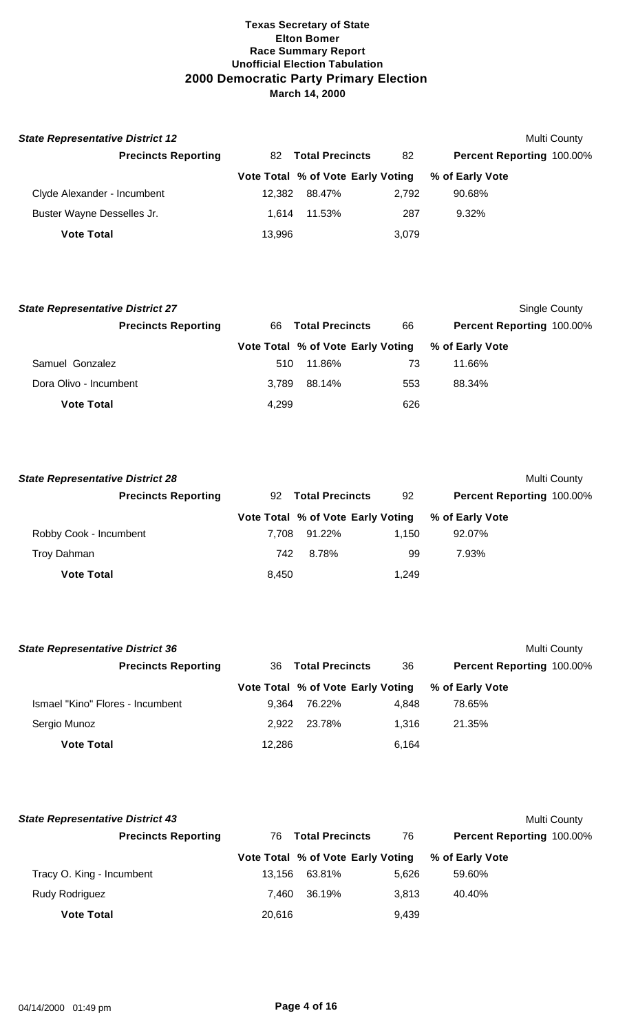**Texas Secretary of State**
**Elton Bomer**
**Race Summary Report**
**Unofficial Election Tabulation**
**2000 Democratic Party Primary Election**
**March 14, 2000**

### *State Representative District 12*

Multi County

| **Precincts Reporting** | 82 | **Total Precincts** | 82 | **Percent Reporting** 100.00% |
|---|---|---|---|---|
| | **Vote Total** | **% of Vote** | **Early Voting** | **% of Early Vote** |
| Clyde Alexander - Incumbent | 12,382 | 88.47% | 2,792 | 90.68% |
| Buster Wayne Desselles Jr. | 1,614 | 11.53% | 287 | 9.32% |
| **Vote Total** | 13,996 | | 3,079 | |

### *State Representative District 27*

Single County

| **Precincts Reporting** | 66 | **Total Precincts** | 66 | **Percent Reporting** 100.00% |
|---|---|---|---|---|
| | **Vote Total** | **% of Vote** | **Early Voting** | **% of Early Vote** |
| Samuel Gonzalez | 510 | 11.86% | 73 | 11.66% |
| Dora Olivo - Incumbent | 3,789 | 88.14% | 553 | 88.34% |
| **Vote Total** | 4,299 | | 626 | |

### *State Representative District 28*

Multi County

| **Precincts Reporting** | 92 | **Total Precincts** | 92 | **Percent Reporting** 100.00% |
|---|---|---|---|---|
| | **Vote Total** | **% of Vote** | **Early Voting** | **% of Early Vote** |
| Robby Cook - Incumbent | 7,708 | 91.22% | 1,150 | 92.07% |
| Troy Dahman | 742 | 8.78% | 99 | 7.93% |
| **Vote Total** | 8,450 | | 1,249 | |

### *State Representative District 36*

Multi County

| **Precincts Reporting** | 36 | **Total Precincts** | 36 | **Percent Reporting** 100.00% |
|---|---|---|---|---|
| | **Vote Total** | **% of Vote** | **Early Voting** | **% of Early Vote** |
| Ismael "Kino" Flores - Incumbent | 9,364 | 76.22% | 4,848 | 78.65% |
| Sergio Munoz | 2,922 | 23.78% | 1,316 | 21.35% |
| **Vote Total** | 12,286 | | 6,164 | |

### *State Representative District 43*

Multi County

| **Precincts Reporting** | 76 | **Total Precincts** | 76 | **Percent Reporting** 100.00% |
|---|---|---|---|---|
| | **Vote Total** | **% of Vote** | **Early Voting** | **% of Early Vote** |
| Tracy O. King - Incumbent | 13,156 | 63.81% | 5,626 | 59.60% |
| Rudy Rodriguez | 7,460 | 36.19% | 3,813 | 40.40% |
| **Vote Total** | 20,616 | | 9,439 | |

04/14/2000 01:49 pm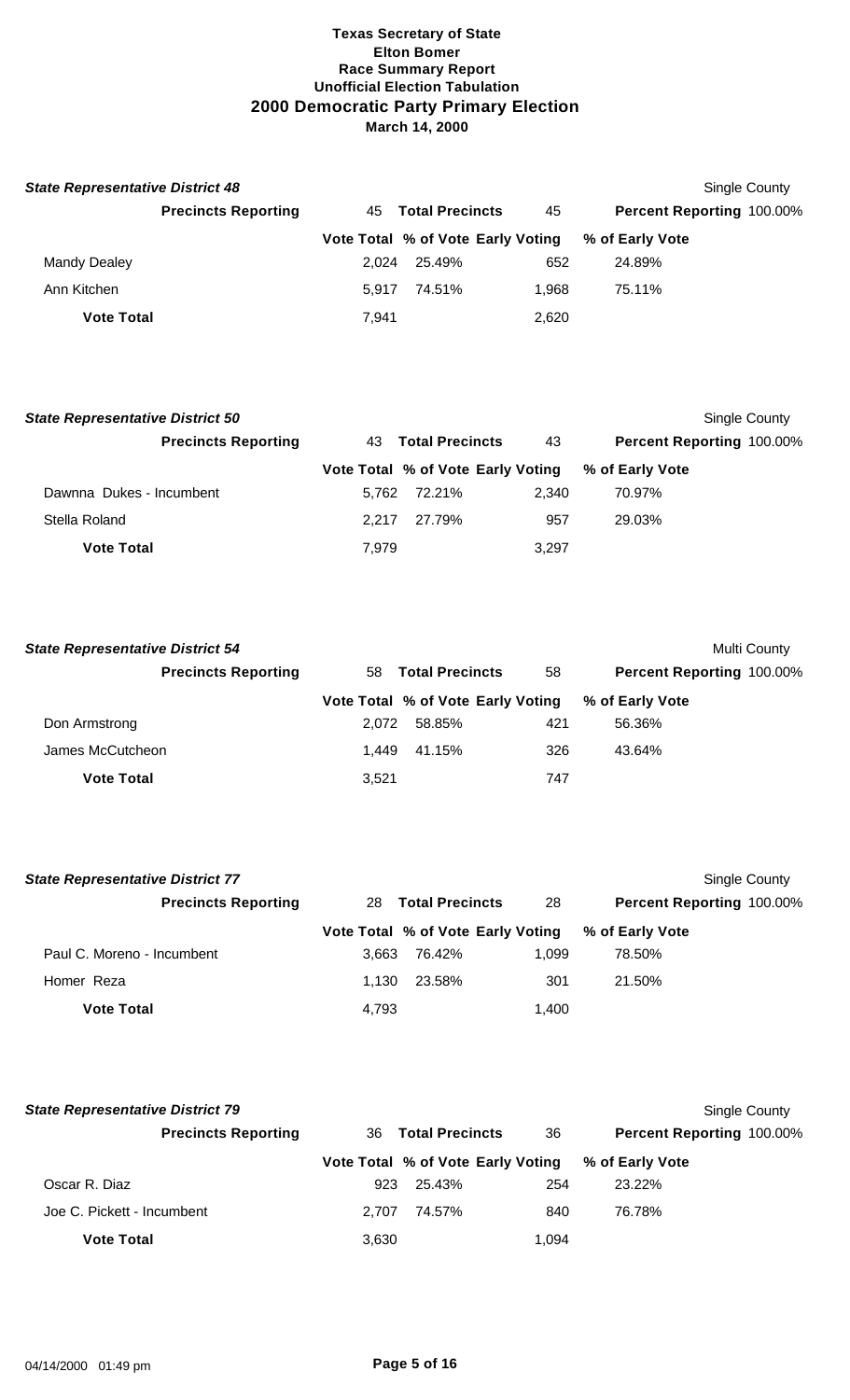**Texas Secretary of State**
**Elton Bomer**
**Race Summary Report**
**Unofficial Election Tabulation**
**2000 Democratic Party Primary Election**
**March 14, 2000**

***State Representative District 48*** — Single County

| **Precincts Reporting** | 45 | **Total Precincts** | 45 | **Percent Reporting** 100.00% |
|---|---|---|---|---|
| | **Vote Total** | **% of Vote** | **Early Voting** | **% of Early Vote** |
| Mandy Dealey | 2,024 | 25.49% | 652 | 24.89% |
| Ann Kitchen | 5,917 | 74.51% | 1,968 | 75.11% |
| **Vote Total** | 7,941 | | 2,620 | |

***State Representative District 50*** — Single County

| **Precincts Reporting** | 43 | **Total Precincts** | 43 | **Percent Reporting** 100.00% |
|---|---|---|---|---|
| | **Vote Total** | **% of Vote** | **Early Voting** | **% of Early Vote** |
| Dawnna Dukes - Incumbent | 5,762 | 72.21% | 2,340 | 70.97% |
| Stella Roland | 2,217 | 27.79% | 957 | 29.03% |
| **Vote Total** | 7,979 | | 3,297 | |

***State Representative District 54*** — Multi County

| **Precincts Reporting** | 58 | **Total Precincts** | 58 | **Percent Reporting** 100.00% |
|---|---|---|---|---|
| | **Vote Total** | **% of Vote** | **Early Voting** | **% of Early Vote** |
| Don Armstrong | 2,072 | 58.85% | 421 | 56.36% |
| James McCutcheon | 1,449 | 41.15% | 326 | 43.64% |
| **Vote Total** | 3,521 | | 747 | |

***State Representative District 77*** — Single County

| **Precincts Reporting** | 28 | **Total Precincts** | 28 | **Percent Reporting** 100.00% |
|---|---|---|---|---|
| | **Vote Total** | **% of Vote** | **Early Voting** | **% of Early Vote** |
| Paul C. Moreno - Incumbent | 3,663 | 76.42% | 1,099 | 78.50% |
| Homer Reza | 1,130 | 23.58% | 301 | 21.50% |
| **Vote Total** | 4,793 | | 1,400 | |

***State Representative District 79*** — Single County

| **Precincts Reporting** | 36 | **Total Precincts** | 36 | **Percent Reporting** 100.00% |
|---|---|---|---|---|
| | **Vote Total** | **% of Vote** | **Early Voting** | **% of Early Vote** |
| Oscar R. Diaz | 923 | 25.43% | 254 | 23.22% |
| Joe C. Pickett - Incumbent | 2,707 | 74.57% | 840 | 76.78% |
| **Vote Total** | 3,630 | | 1,094 | |

04/14/2000 01:49 pm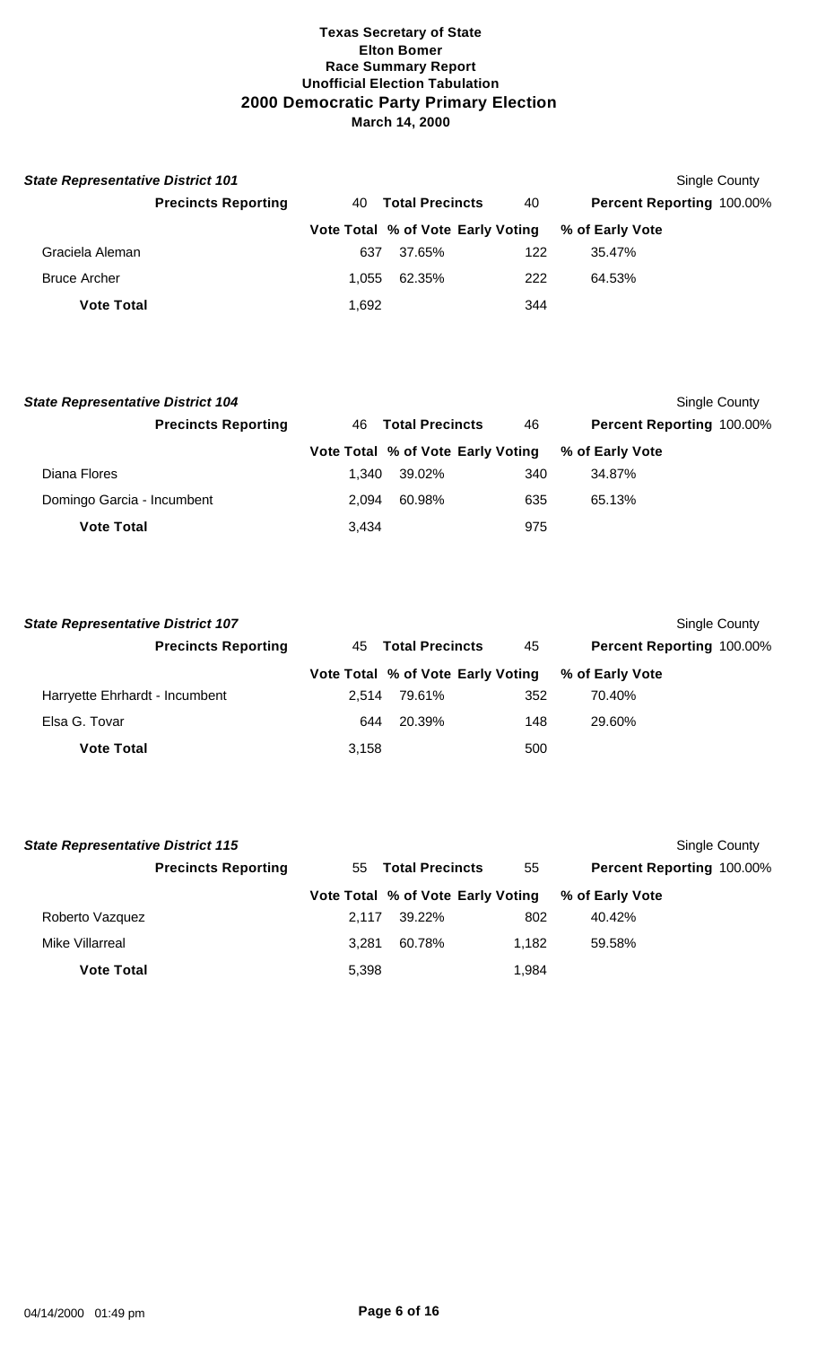**Texas Secretary of State**
**Elton Bomer**
**Race Summary Report**
**Unofficial Election Tabulation**
## 2000 Democratic Party Primary Election
**March 14, 2000**

### *State Representative District 101*

Single County

| **Precincts Reporting** | 40 | **Total Precincts** | 40 | **Percent Reporting** 100.00% |
|---|---|---|---|---|
| | **Vote Total** | **% of Vote** | **Early Voting** | **% of Early Vote** |
| Graciela Aleman | 637 | 37.65% | 122 | 35.47% |
| Bruce Archer | 1,055 | 62.35% | 222 | 64.53% |
| **Vote Total** | 1,692 | | 344 | |

### *State Representative District 104*

Single County

| **Precincts Reporting** | 46 | **Total Precincts** | 46 | **Percent Reporting** 100.00% |
|---|---|---|---|---|
| | **Vote Total** | **% of Vote** | **Early Voting** | **% of Early Vote** |
| Diana Flores | 1,340 | 39.02% | 340 | 34.87% |
| Domingo Garcia - Incumbent | 2,094 | 60.98% | 635 | 65.13% |
| **Vote Total** | 3,434 | | 975 | |

### *State Representative District 107*

Single County

| **Precincts Reporting** | 45 | **Total Precincts** | 45 | **Percent Reporting** 100.00% |
|---|---|---|---|---|
| | **Vote Total** | **% of Vote** | **Early Voting** | **% of Early Vote** |
| Harryette Ehrhardt - Incumbent | 2,514 | 79.61% | 352 | 70.40% |
| Elsa G. Tovar | 644 | 20.39% | 148 | 29.60% |
| **Vote Total** | 3,158 | | 500 | |

### *State Representative District 115*

Single County

| **Precincts Reporting** | 55 | **Total Precincts** | 55 | **Percent Reporting** 100.00% |
|---|---|---|---|---|
| | **Vote Total** | **% of Vote** | **Early Voting** | **% of Early Vote** |
| Roberto Vazquez | 2,117 | 39.22% | 802 | 40.42% |
| Mike Villarreal | 3,281 | 60.78% | 1,182 | 59.58% |
| **Vote Total** | 5,398 | | 1,984 | |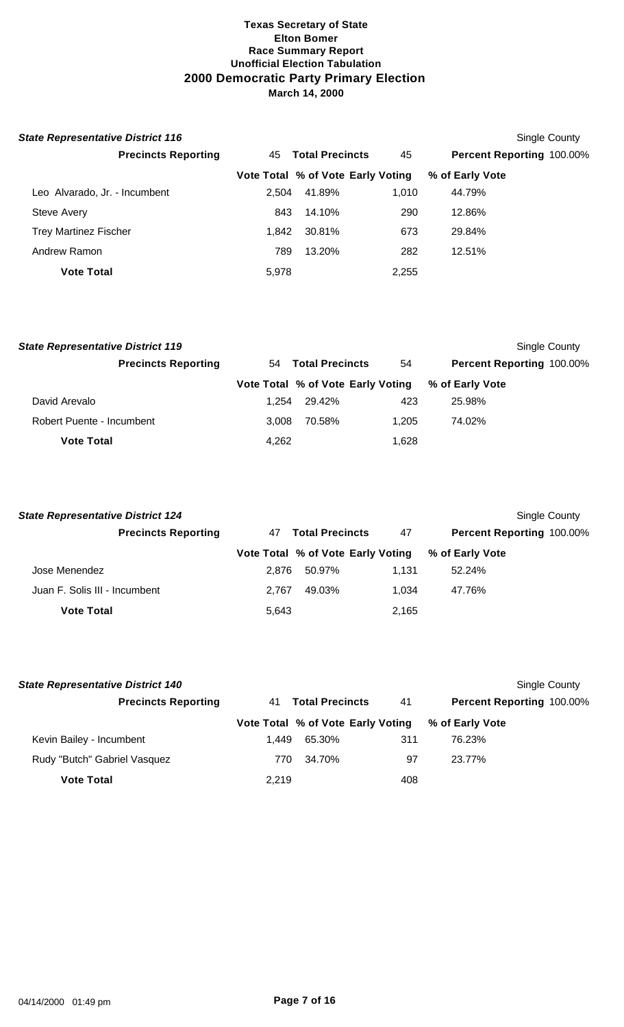**Texas Secretary of State**
**Elton Bomer**
**Race Summary Report**
**Unofficial Election Tabulation**
## 2000 Democratic Party Primary Election
**March 14, 2000**

### *State Representative District 116*

Single County

| **Precincts Reporting** | 45 | **Total Precincts** | 45 | **Percent Reporting** 100.00% |
|---|---|---|---|---|
| | **Vote Total** | **% of Vote** | **Early Voting** | **% of Early Vote** |
| Leo Alvarado, Jr. - Incumbent | 2,504 | 41.89% | 1,010 | 44.79% |
| Steve Avery | 843 | 14.10% | 290 | 12.86% |
| Trey Martinez Fischer | 1,842 | 30.81% | 673 | 29.84% |
| Andrew Ramon | 789 | 13.20% | 282 | 12.51% |
| **Vote Total** | 5,978 | | 2,255 | |

### *State Representative District 119*

Single County

| **Precincts Reporting** | 54 | **Total Precincts** | 54 | **Percent Reporting** 100.00% |
|---|---|---|---|---|
| | **Vote Total** | **% of Vote** | **Early Voting** | **% of Early Vote** |
| David Arevalo | 1,254 | 29.42% | 423 | 25.98% |
| Robert Puente - Incumbent | 3,008 | 70.58% | 1,205 | 74.02% |
| **Vote Total** | 4,262 | | 1,628 | |

### *State Representative District 124*

Single County

| **Precincts Reporting** | 47 | **Total Precincts** | 47 | **Percent Reporting** 100.00% |
|---|---|---|---|---|
| | **Vote Total** | **% of Vote** | **Early Voting** | **% of Early Vote** |
| Jose Menendez | 2,876 | 50.97% | 1,131 | 52.24% |
| Juan F. Solis III - Incumbent | 2,767 | 49.03% | 1,034 | 47.76% |
| **Vote Total** | 5,643 | | 2,165 | |

### *State Representative District 140*

Single County

| **Precincts Reporting** | 41 | **Total Precincts** | 41 | **Percent Reporting** 100.00% |
|---|---|---|---|---|
| | **Vote Total** | **% of Vote** | **Early Voting** | **% of Early Vote** |
| Kevin Bailey - Incumbent | 1,449 | 65.30% | 311 | 76.23% |
| Rudy "Butch" Gabriel Vasquez | 770 | 34.70% | 97 | 23.77% |
| **Vote Total** | 2,219 | | 408 | |

04/14/2000 01:49 pm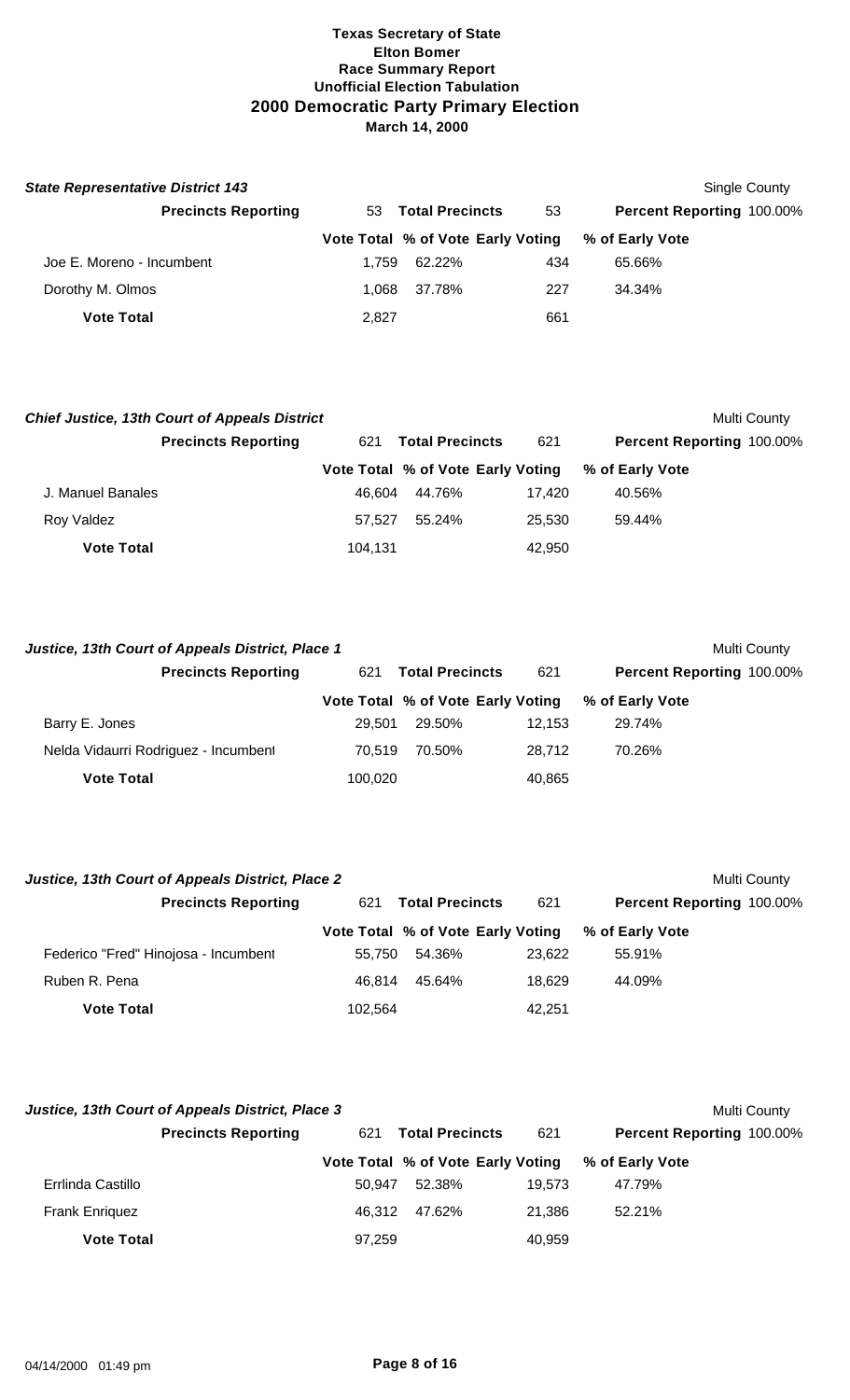**Texas Secretary of State**
**Elton Bomer**
**Race Summary Report**
**Unofficial Election Tabulation**
**2000 Democratic Party Primary Election**
**March 14, 2000**

### *State Representative District 143*

Single County

| **Precincts Reporting** | 53 | **Total Precincts** | 53 | **Percent Reporting** 100.00% |
|---|---|---|---|---|
| | **Vote Total** | **% of Vote** | **Early Voting** | **% of Early Vote** |
| Joe E. Moreno - Incumbent | 1,759 | 62.22% | 434 | 65.66% |
| Dorothy M. Olmos | 1,068 | 37.78% | 227 | 34.34% |
| **Vote Total** | 2,827 | | 661 | |

### *Chief Justice, 13th Court of Appeals District*

Multi County

| **Precincts Reporting** | 621 | **Total Precincts** | 621 | **Percent Reporting** 100.00% |
|---|---|---|---|---|
| | **Vote Total** | **% of Vote** | **Early Voting** | **% of Early Vote** |
| J. Manuel Banales | 46,604 | 44.76% | 17,420 | 40.56% |
| Roy Valdez | 57,527 | 55.24% | 25,530 | 59.44% |
| **Vote Total** | 104,131 | | 42,950 | |

### *Justice, 13th Court of Appeals District, Place 1*

Multi County

| **Precincts Reporting** | 621 | **Total Precincts** | 621 | **Percent Reporting** 100.00% |
|---|---|---|---|---|
| | **Vote Total** | **% of Vote** | **Early Voting** | **% of Early Vote** |
| Barry E. Jones | 29,501 | 29.50% | 12,153 | 29.74% |
| Nelda Vidaurri Rodriguez - Incumbent | 70,519 | 70.50% | 28,712 | 70.26% |
| **Vote Total** | 100,020 | | 40,865 | |

### *Justice, 13th Court of Appeals District, Place 2*

Multi County

| **Precincts Reporting** | 621 | **Total Precincts** | 621 | **Percent Reporting** 100.00% |
|---|---|---|---|---|
| | **Vote Total** | **% of Vote** | **Early Voting** | **% of Early Vote** |
| Federico "Fred" Hinojosa - Incumbent | 55,750 | 54.36% | 23,622 | 55.91% |
| Ruben R. Pena | 46,814 | 45.64% | 18,629 | 44.09% |
| **Vote Total** | 102,564 | | 42,251 | |

### *Justice, 13th Court of Appeals District, Place 3*

Multi County

| **Precincts Reporting** | 621 | **Total Precincts** | 621 | **Percent Reporting** 100.00% |
|---|---|---|---|---|
| | **Vote Total** | **% of Vote** | **Early Voting** | **% of Early Vote** |
| Errlinda Castillo | 50,947 | 52.38% | 19,573 | 47.79% |
| Frank Enriquez | 46,312 | 47.62% | 21,386 | 52.21% |
| **Vote Total** | 97,259 | | 40,959 | |

04/14/2000 01:49 pm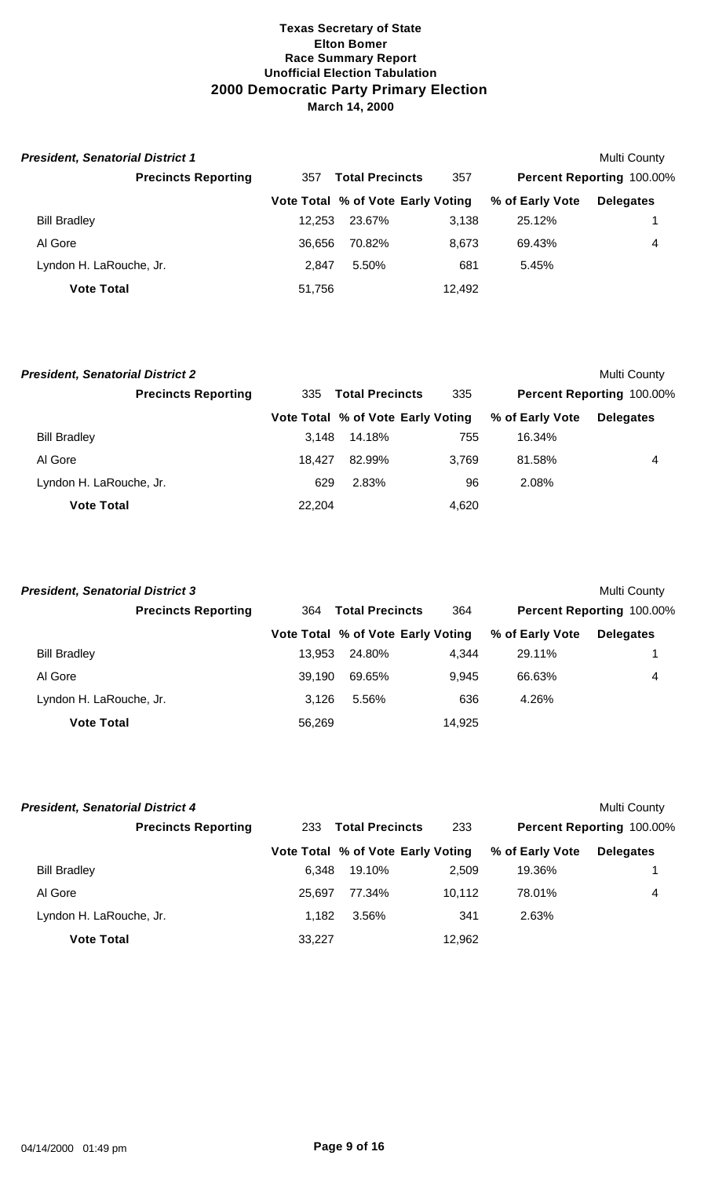**Texas Secretary of State**
**Elton Bomer**
**Race Summary Report**
**Unofficial Election Tabulation**

## 2000 Democratic Party Primary Election

**March 14, 2000**

### *President, Senatorial District 1*

Multi County

**Precincts Reporting** 357 **Total Precincts** 357 **Percent Reporting** 100.00%

| | Vote Total | % of Vote | Early Voting | % of Early Vote | Delegates |
|---|---|---|---|---|---|
| Bill Bradley | 12,253 | 23.67% | 3,138 | 25.12% | 1 |
| Al Gore | 36,656 | 70.82% | 8,673 | 69.43% | 4 |
| Lyndon H. LaRouche, Jr. | 2,847 | 5.50% | 681 | 5.45% | |
| **Vote Total** | 51,756 | | 12,492 | | |

### *President, Senatorial District 2*

Multi County

**Precincts Reporting** 335 **Total Precincts** 335 **Percent Reporting** 100.00%

| | Vote Total | % of Vote | Early Voting | % of Early Vote | Delegates |
|---|---|---|---|---|---|
| Bill Bradley | 3,148 | 14.18% | 755 | 16.34% | |
| Al Gore | 18,427 | 82.99% | 3,769 | 81.58% | 4 |
| Lyndon H. LaRouche, Jr. | 629 | 2.83% | 96 | 2.08% | |
| **Vote Total** | 22,204 | | 4,620 | | |

### *President, Senatorial District 3*

Multi County

**Precincts Reporting** 364 **Total Precincts** 364 **Percent Reporting** 100.00%

| | Vote Total | % of Vote | Early Voting | % of Early Vote | Delegates |
|---|---|---|---|---|---|
| Bill Bradley | 13,953 | 24.80% | 4,344 | 29.11% | 1 |
| Al Gore | 39,190 | 69.65% | 9,945 | 66.63% | 4 |
| Lyndon H. LaRouche, Jr. | 3,126 | 5.56% | 636 | 4.26% | |
| **Vote Total** | 56,269 | | 14,925 | | |

### *President, Senatorial District 4*

Multi County

**Precincts Reporting** 233 **Total Precincts** 233 **Percent Reporting** 100.00%

| | Vote Total | % of Vote | Early Voting | % of Early Vote | Delegates |
|---|---|---|---|---|---|
| Bill Bradley | 6,348 | 19.10% | 2,509 | 19.36% | 1 |
| Al Gore | 25,697 | 77.34% | 10,112 | 78.01% | 4 |
| Lyndon H. LaRouche, Jr. | 1,182 | 3.56% | 341 | 2.63% | |
| **Vote Total** | 33,227 | | 12,962 | | |

04/14/2000 01:49 pm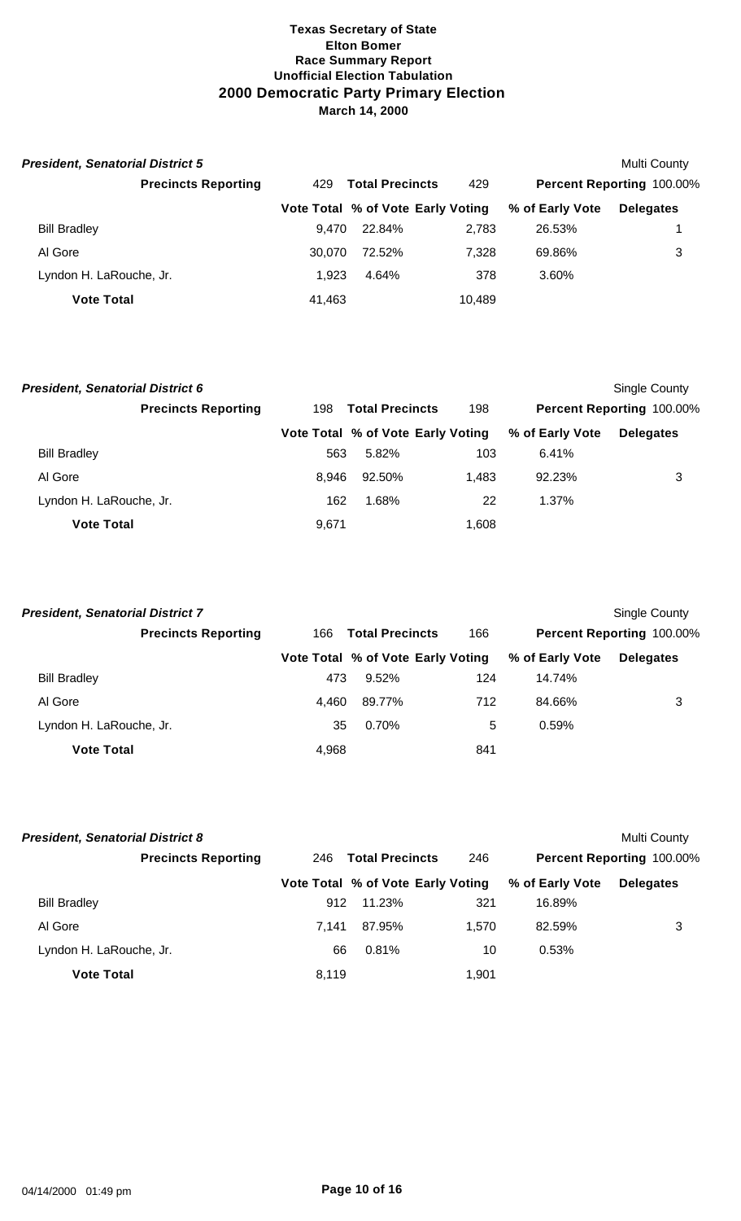**Texas Secretary of State**
**Elton Bomer**
**Race Summary Report**
**Unofficial Election Tabulation**
## 2000 Democratic Party Primary Election
**March 14, 2000**

***President, Senatorial District 5*** — Multi County

| **Precincts Reporting** | 429 | **Total Precincts** | 429 | **Percent Reporting** | 100.00% |
|---|---|---|---|---|---|
| | **Vote Total** | **% of Vote** | **Early Voting** | **% of Early Vote** | **Delegates** |
| Bill Bradley | 9,470 | 22.84% | 2,783 | 26.53% | 1 |
| Al Gore | 30,070 | 72.52% | 7,328 | 69.86% | 3 |
| Lyndon H. LaRouche, Jr. | 1,923 | 4.64% | 378 | 3.60% | |
| **Vote Total** | 41,463 | | 10,489 | | |

***President, Senatorial District 6*** — Single County

| **Precincts Reporting** | 198 | **Total Precincts** | 198 | **Percent Reporting** | 100.00% |
|---|---|---|---|---|---|
| | **Vote Total** | **% of Vote** | **Early Voting** | **% of Early Vote** | **Delegates** |
| Bill Bradley | 563 | 5.82% | 103 | 6.41% | |
| Al Gore | 8,946 | 92.50% | 1,483 | 92.23% | 3 |
| Lyndon H. LaRouche, Jr. | 162 | 1.68% | 22 | 1.37% | |
| **Vote Total** | 9,671 | | 1,608 | | |

***President, Senatorial District 7*** — Single County

| **Precincts Reporting** | 166 | **Total Precincts** | 166 | **Percent Reporting** | 100.00% |
|---|---|---|---|---|---|
| | **Vote Total** | **% of Vote** | **Early Voting** | **% of Early Vote** | **Delegates** |
| Bill Bradley | 473 | 9.52% | 124 | 14.74% | |
| Al Gore | 4,460 | 89.77% | 712 | 84.66% | 3 |
| Lyndon H. LaRouche, Jr. | 35 | 0.70% | 5 | 0.59% | |
| **Vote Total** | 4,968 | | 841 | | |

***President, Senatorial District 8*** — Multi County

| **Precincts Reporting** | 246 | **Total Precincts** | 246 | **Percent Reporting** | 100.00% |
|---|---|---|---|---|---|
| | **Vote Total** | **% of Vote** | **Early Voting** | **% of Early Vote** | **Delegates** |
| Bill Bradley | 912 | 11.23% | 321 | 16.89% | |
| Al Gore | 7,141 | 87.95% | 1,570 | 82.59% | 3 |
| Lyndon H. LaRouche, Jr. | 66 | 0.81% | 10 | 0.53% | |
| **Vote Total** | 8,119 | | 1,901 | | |

04/14/2000 01:49 pm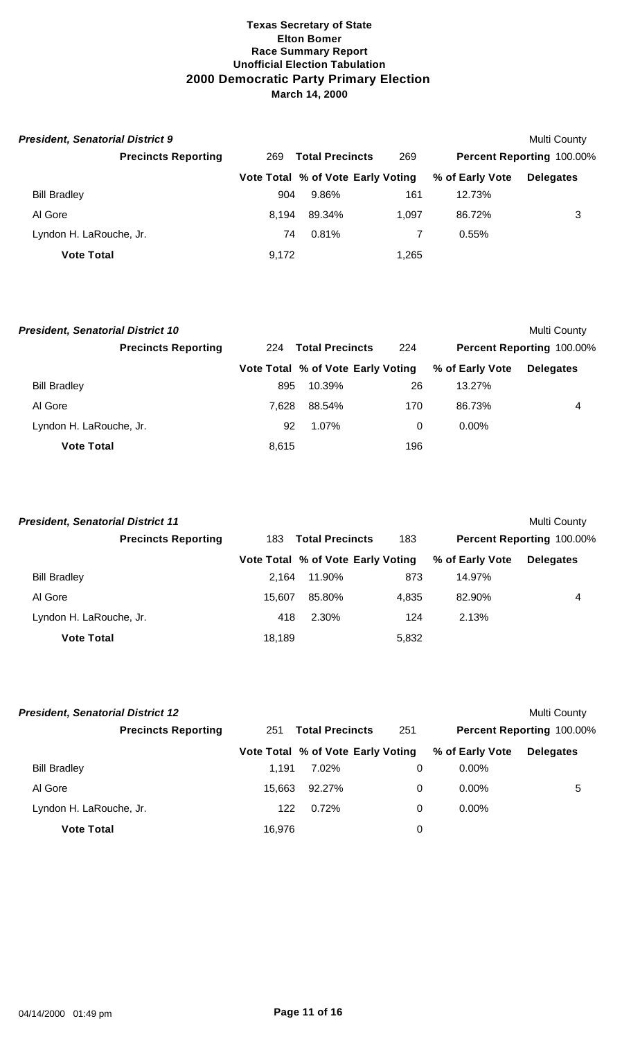**Texas Secretary of State**
**Elton Bomer**
**Race Summary Report**
**Unofficial Election Tabulation**
## 2000 Democratic Party Primary Election
**March 14, 2000**

### *President, Senatorial District 9*

Multi County

| Precincts Reporting | 269 | Total Precincts | 269 | Percent Reporting 100.00% | |
|---|---|---|---|---|---|
| | **Vote Total** | **% of Vote** | **Early Voting** | **% of Early Vote** | **Delegates** |
| Bill Bradley | 904 | 9.86% | 161 | 12.73% | |
| Al Gore | 8,194 | 89.34% | 1,097 | 86.72% | 3 |
| Lyndon H. LaRouche, Jr. | 74 | 0.81% | 7 | 0.55% | |
| **Vote Total** | 9,172 | | 1,265 | | |

### *President, Senatorial District 10*

Multi County

| Precincts Reporting | 224 | Total Precincts | 224 | Percent Reporting 100.00% | |
|---|---|---|---|---|---|
| | **Vote Total** | **% of Vote** | **Early Voting** | **% of Early Vote** | **Delegates** |
| Bill Bradley | 895 | 10.39% | 26 | 13.27% | |
| Al Gore | 7,628 | 88.54% | 170 | 86.73% | 4 |
| Lyndon H. LaRouche, Jr. | 92 | 1.07% | 0 | 0.00% | |
| **Vote Total** | 8,615 | | 196 | | |

### *President, Senatorial District 11*

Multi County

| Precincts Reporting | 183 | Total Precincts | 183 | Percent Reporting 100.00% | |
|---|---|---|---|---|---|
| | **Vote Total** | **% of Vote** | **Early Voting** | **% of Early Vote** | **Delegates** |
| Bill Bradley | 2,164 | 11.90% | 873 | 14.97% | |
| Al Gore | 15,607 | 85.80% | 4,835 | 82.90% | 4 |
| Lyndon H. LaRouche, Jr. | 418 | 2.30% | 124 | 2.13% | |
| **Vote Total** | 18,189 | | 5,832 | | |

### *President, Senatorial District 12*

Multi County

| Precincts Reporting | 251 | Total Precincts | 251 | Percent Reporting 100.00% | |
|---|---|---|---|---|---|
| | **Vote Total** | **% of Vote** | **Early Voting** | **% of Early Vote** | **Delegates** |
| Bill Bradley | 1,191 | 7.02% | 0 | 0.00% | |
| Al Gore | 15,663 | 92.27% | 0 | 0.00% | 5 |
| Lyndon H. LaRouche, Jr. | 122 | 0.72% | 0 | 0.00% | |
| **Vote Total** | 16,976 | | 0 | | |

04/14/2000 01:49 pm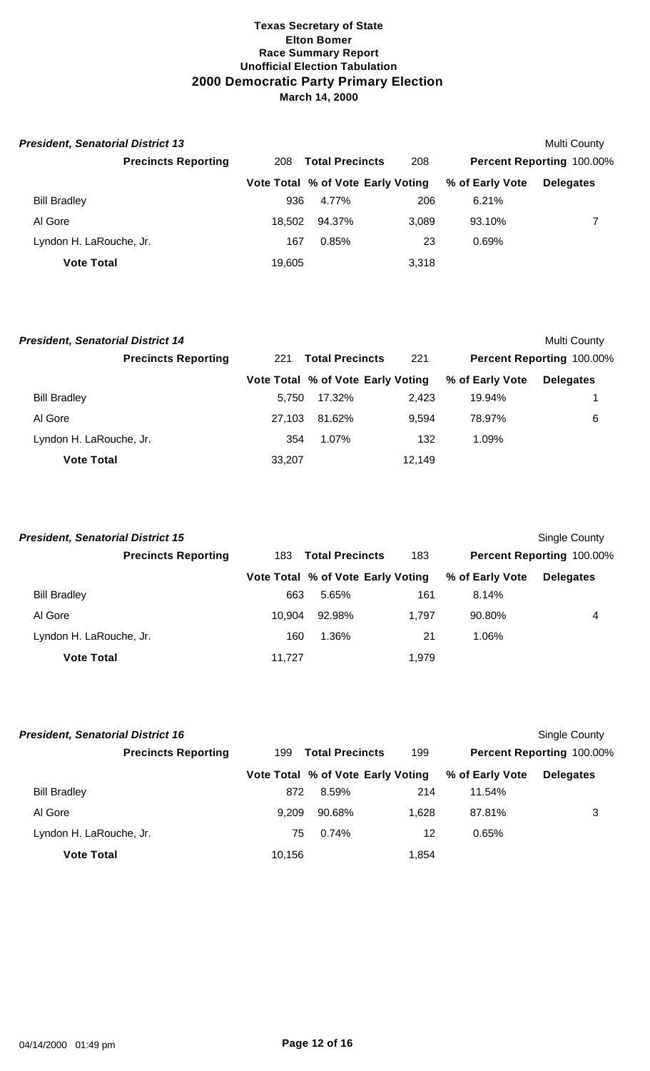**Texas Secretary of State**
**Elton Bomer**
**Race Summary Report**
**Unofficial Election Tabulation**
## 2000 Democratic Party Primary Election
**March 14, 2000**

***President, Senatorial District 13*** — Multi County

| **Precincts Reporting** | 208 | **Total Precincts** | 208 | **Percent Reporting** | 100.00% |
|---|---|---|---|---|---|
| | **Vote Total** | **% of Vote** | **Early Voting** | **% of Early Vote** | **Delegates** |
| Bill Bradley | 936 | 4.77% | 206 | 6.21% | |
| Al Gore | 18,502 | 94.37% | 3,089 | 93.10% | 7 |
| Lyndon H. LaRouche, Jr. | 167 | 0.85% | 23 | 0.69% | |
| **Vote Total** | 19,605 | | 3,318 | | |

***President, Senatorial District 14*** — Multi County

| **Precincts Reporting** | 221 | **Total Precincts** | 221 | **Percent Reporting** | 100.00% |
|---|---|---|---|---|---|
| | **Vote Total** | **% of Vote** | **Early Voting** | **% of Early Vote** | **Delegates** |
| Bill Bradley | 5,750 | 17.32% | 2,423 | 19.94% | 1 |
| Al Gore | 27,103 | 81.62% | 9,594 | 78.97% | 6 |
| Lyndon H. LaRouche, Jr. | 354 | 1.07% | 132 | 1.09% | |
| **Vote Total** | 33,207 | | 12,149 | | |

***President, Senatorial District 15*** — Single County

| **Precincts Reporting** | 183 | **Total Precincts** | 183 | **Percent Reporting** | 100.00% |
|---|---|---|---|---|---|
| | **Vote Total** | **% of Vote** | **Early Voting** | **% of Early Vote** | **Delegates** |
| Bill Bradley | 663 | 5.65% | 161 | 8.14% | |
| Al Gore | 10,904 | 92.98% | 1,797 | 90.80% | 4 |
| Lyndon H. LaRouche, Jr. | 160 | 1.36% | 21 | 1.06% | |
| **Vote Total** | 11,727 | | 1,979 | | |

***President, Senatorial District 16*** — Single County

| **Precincts Reporting** | 199 | **Total Precincts** | 199 | **Percent Reporting** | 100.00% |
|---|---|---|---|---|---|
| | **Vote Total** | **% of Vote** | **Early Voting** | **% of Early Vote** | **Delegates** |
| Bill Bradley | 872 | 8.59% | 214 | 11.54% | |
| Al Gore | 9,209 | 90.68% | 1,628 | 87.81% | 3 |
| Lyndon H. LaRouche, Jr. | 75 | 0.74% | 12 | 0.65% | |
| **Vote Total** | 10,156 | | 1,854 | | |

04/14/2000 01:49 pm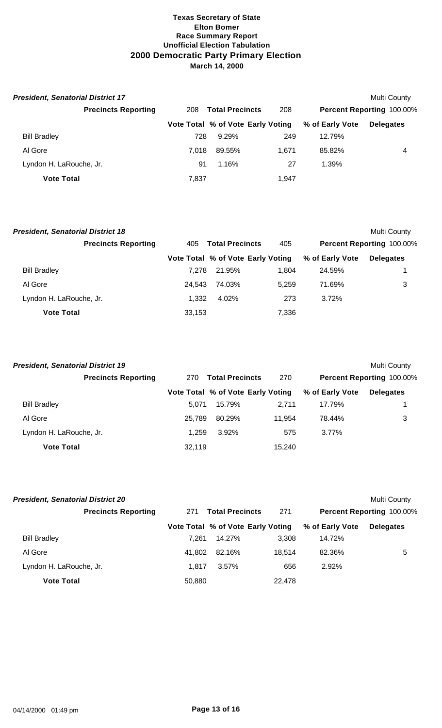**Texas Secretary of State**
**Elton Bomer**
**Race Summary Report**
**Unofficial Election Tabulation**
## 2000 Democratic Party Primary Election
**March 14, 2000**

***President, Senatorial District 17*** — Multi County

| Precincts Reporting | 208 | Total Precincts | 208 | Percent Reporting 100.00% | |
|---|---|---|---|---|---|
| | Vote Total | % of Vote | Early Voting | % of Early Vote | Delegates |
| Bill Bradley | 728 | 9.29% | 249 | 12.79% | |
| Al Gore | 7,018 | 89.55% | 1,671 | 85.82% | 4 |
| Lyndon H. LaRouche, Jr. | 91 | 1.16% | 27 | 1.39% | |
| **Vote Total** | 7,837 | | 1,947 | | |

***President, Senatorial District 18*** — Multi County

| Precincts Reporting | 405 | Total Precincts | 405 | Percent Reporting 100.00% | |
|---|---|---|---|---|---|
| | Vote Total | % of Vote | Early Voting | % of Early Vote | Delegates |
| Bill Bradley | 7,278 | 21.95% | 1,804 | 24.59% | 1 |
| Al Gore | 24,543 | 74.03% | 5,259 | 71.69% | 3 |
| Lyndon H. LaRouche, Jr. | 1,332 | 4.02% | 273 | 3.72% | |
| **Vote Total** | 33,153 | | 7,336 | | |

***President, Senatorial District 19*** — Multi County

| Precincts Reporting | 270 | Total Precincts | 270 | Percent Reporting 100.00% | |
|---|---|---|---|---|---|
| | Vote Total | % of Vote | Early Voting | % of Early Vote | Delegates |
| Bill Bradley | 5,071 | 15.79% | 2,711 | 17.79% | 1 |
| Al Gore | 25,789 | 80.29% | 11,954 | 78.44% | 3 |
| Lyndon H. LaRouche, Jr. | 1,259 | 3.92% | 575 | 3.77% | |
| **Vote Total** | 32,119 | | 15,240 | | |

***President, Senatorial District 20*** — Multi County

| Precincts Reporting | 271 | Total Precincts | 271 | Percent Reporting 100.00% | |
|---|---|---|---|---|---|
| | Vote Total | % of Vote | Early Voting | % of Early Vote | Delegates |
| Bill Bradley | 7,261 | 14.27% | 3,308 | 14.72% | |
| Al Gore | 41,802 | 82.16% | 18,514 | 82.36% | 5 |
| Lyndon H. LaRouche, Jr. | 1,817 | 3.57% | 656 | 2.92% | |
| **Vote Total** | 50,880 | | 22,478 | | |

04/14/2000 01:49 pm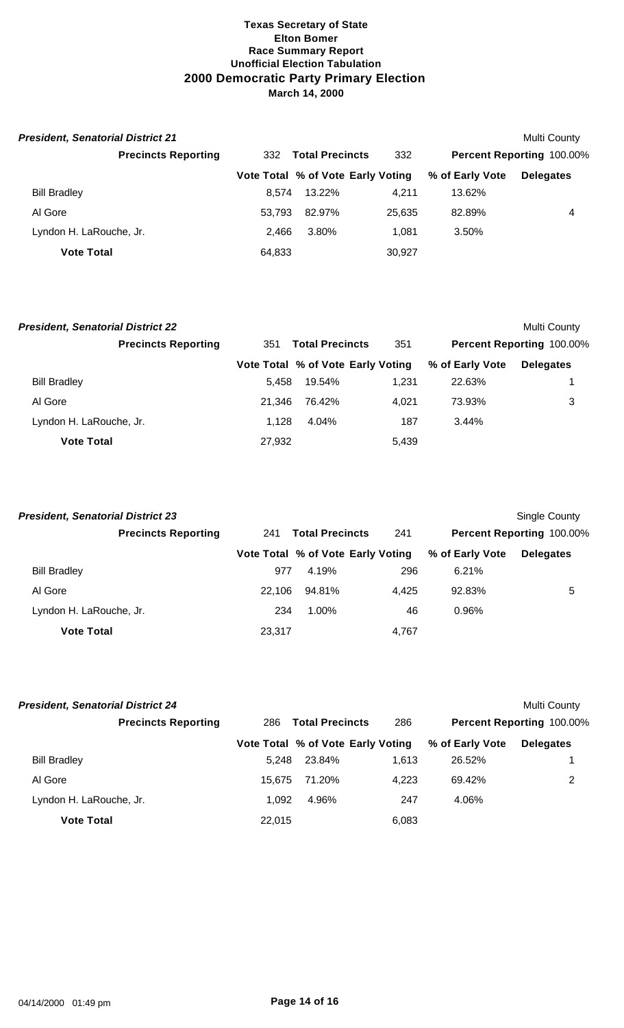**Texas Secretary of State**
**Elton Bomer**
**Race Summary Report**
**Unofficial Election Tabulation**
## 2000 Democratic Party Primary Election
**March 14, 2000**

### *President, Senatorial District 21*

Multi County

| Precincts Reporting | 332 | Total Precincts | 332 | Percent Reporting 100.00% | |
|---|---|---|---|---|---|
| | **Vote Total** | **% of Vote** | **Early Voting** | **% of Early Vote** | **Delegates** |
| Bill Bradley | 8,574 | 13.22% | 4,211 | 13.62% | |
| Al Gore | 53,793 | 82.97% | 25,635 | 82.89% | 4 |
| Lyndon H. LaRouche, Jr. | 2,466 | 3.80% | 1,081 | 3.50% | |
| **Vote Total** | 64,833 | | 30,927 | | |

### *President, Senatorial District 22*

Multi County

| Precincts Reporting | 351 | Total Precincts | 351 | Percent Reporting 100.00% | |
|---|---|---|---|---|---|
| | **Vote Total** | **% of Vote** | **Early Voting** | **% of Early Vote** | **Delegates** |
| Bill Bradley | 5,458 | 19.54% | 1,231 | 22.63% | 1 |
| Al Gore | 21,346 | 76.42% | 4,021 | 73.93% | 3 |
| Lyndon H. LaRouche, Jr. | 1,128 | 4.04% | 187 | 3.44% | |
| **Vote Total** | 27,932 | | 5,439 | | |

### *President, Senatorial District 23*

Single County

| Precincts Reporting | 241 | Total Precincts | 241 | Percent Reporting 100.00% | |
|---|---|---|---|---|---|
| | **Vote Total** | **% of Vote** | **Early Voting** | **% of Early Vote** | **Delegates** |
| Bill Bradley | 977 | 4.19% | 296 | 6.21% | |
| Al Gore | 22,106 | 94.81% | 4,425 | 92.83% | 5 |
| Lyndon H. LaRouche, Jr. | 234 | 1.00% | 46 | 0.96% | |
| **Vote Total** | 23,317 | | 4,767 | | |

### *President, Senatorial District 24*

Multi County

| Precincts Reporting | 286 | Total Precincts | 286 | Percent Reporting 100.00% | |
|---|---|---|---|---|---|
| | **Vote Total** | **% of Vote** | **Early Voting** | **% of Early Vote** | **Delegates** |
| Bill Bradley | 5,248 | 23.84% | 1,613 | 26.52% | 1 |
| Al Gore | 15,675 | 71.20% | 4,223 | 69.42% | 2 |
| Lyndon H. LaRouche, Jr. | 1,092 | 4.96% | 247 | 4.06% | |
| **Vote Total** | 22,015 | | 6,083 | | |

04/14/2000 01:49 pm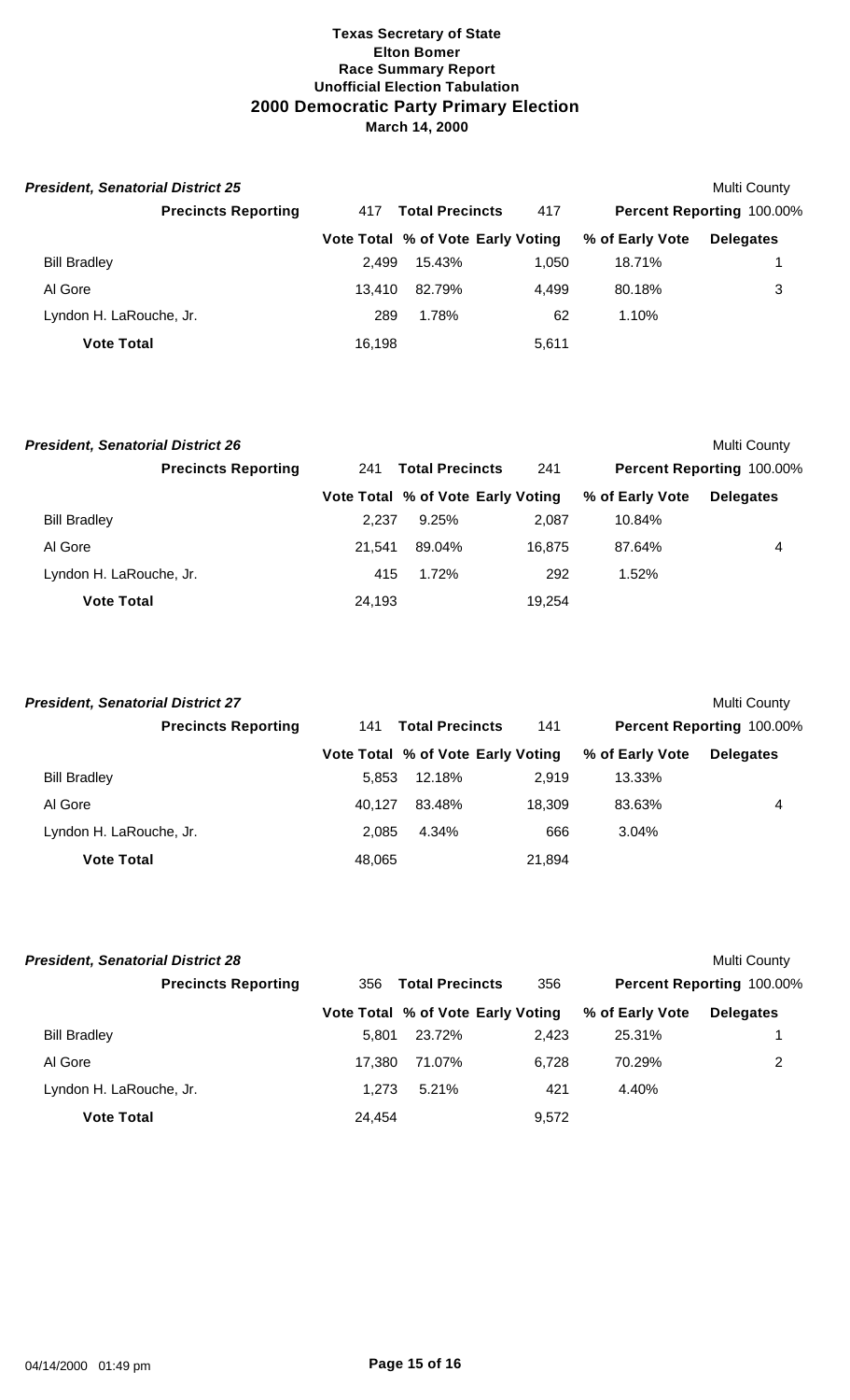**Texas Secretary of State**
**Elton Bomer**
**Race Summary Report**
**Unofficial Election Tabulation**
## 2000 Democratic Party Primary Election
**March 14, 2000**

***President, Senatorial District 25*** — Multi County

**Precincts Reporting** 417 **Total Precincts** 417 **Percent Reporting** 100.00%

| | Vote Total | % of Vote | Early Voting | % of Early Vote | Delegates |
|---|---|---|---|---|---|
| Bill Bradley | 2,499 | 15.43% | 1,050 | 18.71% | 1 |
| Al Gore | 13,410 | 82.79% | 4,499 | 80.18% | 3 |
| Lyndon H. LaRouche, Jr. | 289 | 1.78% | 62 | 1.10% | |
| **Vote Total** | 16,198 | | 5,611 | | |

***President, Senatorial District 26*** — Multi County

**Precincts Reporting** 241 **Total Precincts** 241 **Percent Reporting** 100.00%

| | Vote Total | % of Vote | Early Voting | % of Early Vote | Delegates |
|---|---|---|---|---|---|
| Bill Bradley | 2,237 | 9.25% | 2,087 | 10.84% | |
| Al Gore | 21,541 | 89.04% | 16,875 | 87.64% | 4 |
| Lyndon H. LaRouche, Jr. | 415 | 1.72% | 292 | 1.52% | |
| **Vote Total** | 24,193 | | 19,254 | | |

***President, Senatorial District 27*** — Multi County

**Precincts Reporting** 141 **Total Precincts** 141 **Percent Reporting** 100.00%

| | Vote Total | % of Vote | Early Voting | % of Early Vote | Delegates |
|---|---|---|---|---|---|
| Bill Bradley | 5,853 | 12.18% | 2,919 | 13.33% | |
| Al Gore | 40,127 | 83.48% | 18,309 | 83.63% | 4 |
| Lyndon H. LaRouche, Jr. | 2,085 | 4.34% | 666 | 3.04% | |
| **Vote Total** | 48,065 | | 21,894 | | |

***President, Senatorial District 28*** — Multi County

**Precincts Reporting** 356 **Total Precincts** 356 **Percent Reporting** 100.00%

| | Vote Total | % of Vote | Early Voting | % of Early Vote | Delegates |
|---|---|---|---|---|---|
| Bill Bradley | 5,801 | 23.72% | 2,423 | 25.31% | 1 |
| Al Gore | 17,380 | 71.07% | 6,728 | 70.29% | 2 |
| Lyndon H. LaRouche, Jr. | 1,273 | 5.21% | 421 | 4.40% | |
| **Vote Total** | 24,454 | | 9,572 | | |

04/14/2000 01:49 pm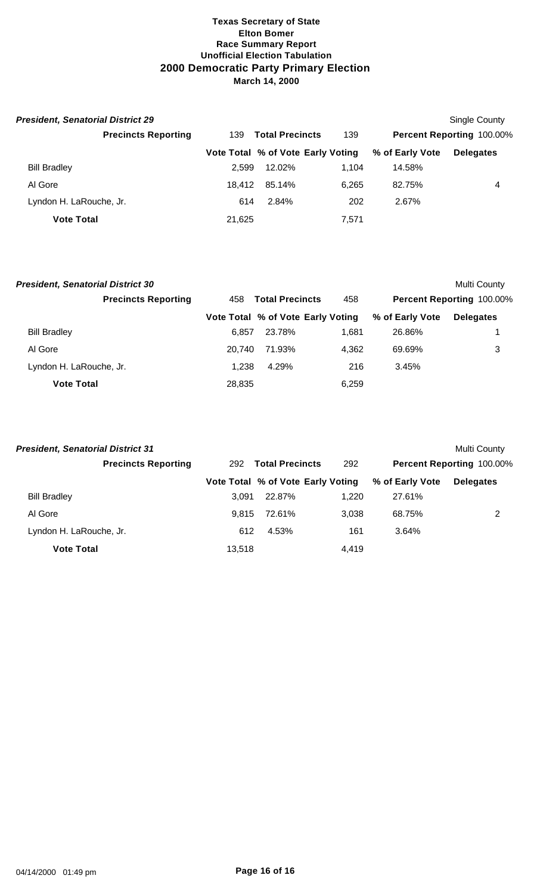**Texas Secretary of State**
**Elton Bomer**
**Race Summary Report**
**Unofficial Election Tabulation**
## 2000 Democratic Party Primary Election
**March 14, 2000**

***President, Senatorial District 29*** — Single County

**Precincts Reporting** 139 **Total Precincts** 139 **Percent Reporting** 100.00%

| | Vote Total | % of Vote | Early Voting | % of Early Vote | Delegates |
|---|---|---|---|---|---|
| Bill Bradley | 2,599 | 12.02% | 1,104 | 14.58% | |
| Al Gore | 18,412 | 85.14% | 6,265 | 82.75% | 4 |
| Lyndon H. LaRouche, Jr. | 614 | 2.84% | 202 | 2.67% | |
| **Vote Total** | 21,625 | | 7,571 | | |

***President, Senatorial District 30*** — Multi County

**Precincts Reporting** 458 **Total Precincts** 458 **Percent Reporting** 100.00%

| | Vote Total | % of Vote | Early Voting | % of Early Vote | Delegates |
|---|---|---|---|---|---|
| Bill Bradley | 6,857 | 23.78% | 1,681 | 26.86% | 1 |
| Al Gore | 20,740 | 71.93% | 4,362 | 69.69% | 3 |
| Lyndon H. LaRouche, Jr. | 1,238 | 4.29% | 216 | 3.45% | |
| **Vote Total** | 28,835 | | 6,259 | | |

***President, Senatorial District 31*** — Multi County

**Precincts Reporting** 292 **Total Precincts** 292 **Percent Reporting** 100.00%

| | Vote Total | % of Vote | Early Voting | % of Early Vote | Delegates |
|---|---|---|---|---|---|
| Bill Bradley | 3,091 | 22.87% | 1,220 | 27.61% | |
| Al Gore | 9,815 | 72.61% | 3,038 | 68.75% | 2 |
| Lyndon H. LaRouche, Jr. | 612 | 4.53% | 161 | 3.64% | |
| **Vote Total** | 13,518 | | 4,419 | | |

04/14/2000 01:49 pm